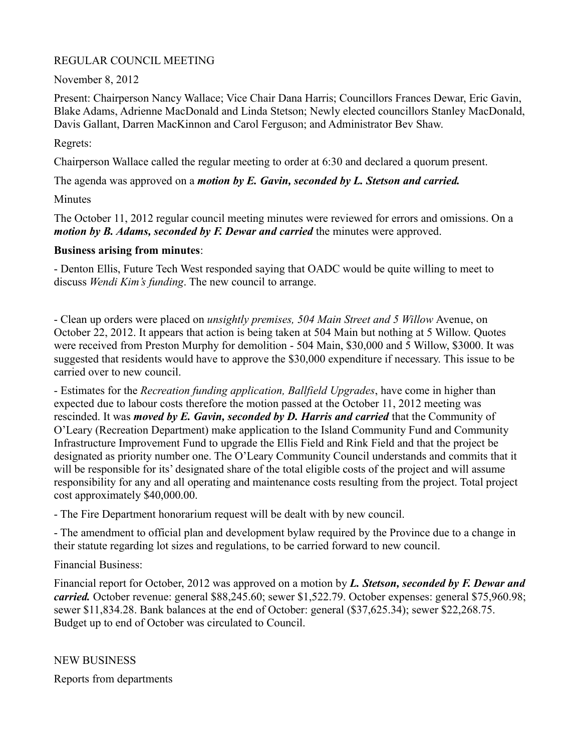REGULAR COUNCIL MEETING

November 8, 2012

Present: Chairperson Nancy Wallace; Vice Chair Dana Harris; Councillors Frances Dewar, Eric Gavin, Blake Adams, Adrienne MacDonald and Linda Stetson; Newly elected councillors Stanley MacDonald, Davis Gallant, Darren MacKinnon and Carol Ferguson; and Administrator Bev Shaw.

Regrets:

Chairperson Wallace called the regular meeting to order at 6:30 and declared a quorum present.

The agenda was approved on a ***motion by E. Gavin, seconded by L. Stetson and carried.***

Minutes

The October 11, 2012 regular council meeting minutes were reviewed for errors and omissions. On a ***motion by B. Adams, seconded by F. Dewar and carried*** the minutes were approved.

**Business arising from minutes**:

- Denton Ellis, Future Tech West responded saying that OADC would be quite willing to meet to discuss *Wendi Kim's funding*. The new council to arrange.

- Clean up orders were placed on *unsightly premises, 504 Main Street and 5 Willow* Avenue, on October 22, 2012. It appears that action is being taken at 504 Main but nothing at 5 Willow. Quotes were received from Preston Murphy for demolition - 504 Main, $30,000 and 5 Willow, $3000. It was suggested that residents would have to approve the $30,000 expenditure if necessary. This issue to be carried over to new council.

- Estimates for the *Recreation funding application, Ballfield Upgrades*, have come in higher than expected due to labour costs therefore the motion passed at the October 11, 2012 meeting was rescinded. It was ***moved by E. Gavin, seconded by D. Harris and carried*** that the Community of O'Leary (Recreation Department) make application to the Island Community Fund and Community Infrastructure Improvement Fund to upgrade the Ellis Field and Rink Field and that the project be designated as priority number one. The O'Leary Community Council understands and commits that it will be responsible for its' designated share of the total eligible costs of the project and will assume responsibility for any and all operating and maintenance costs resulting from the project. Total project cost approximately $40,000.00.

- The Fire Department honorarium request will be dealt with by new council.

- The amendment to official plan and development bylaw required by the Province due to a change in their statute regarding lot sizes and regulations, to be carried forward to new council.

Financial Business:

Financial report for October, 2012 was approved on a motion by ***L. Stetson, seconded by F. Dewar and carried.*** October revenue: general $88,245.60; sewer $1,522.79. October expenses: general $75,960.98; sewer $11,834.28. Bank balances at the end of October: general ($37,625.34); sewer $22,268.75. Budget up to end of October was circulated to Council.

NEW BUSINESS

Reports from departments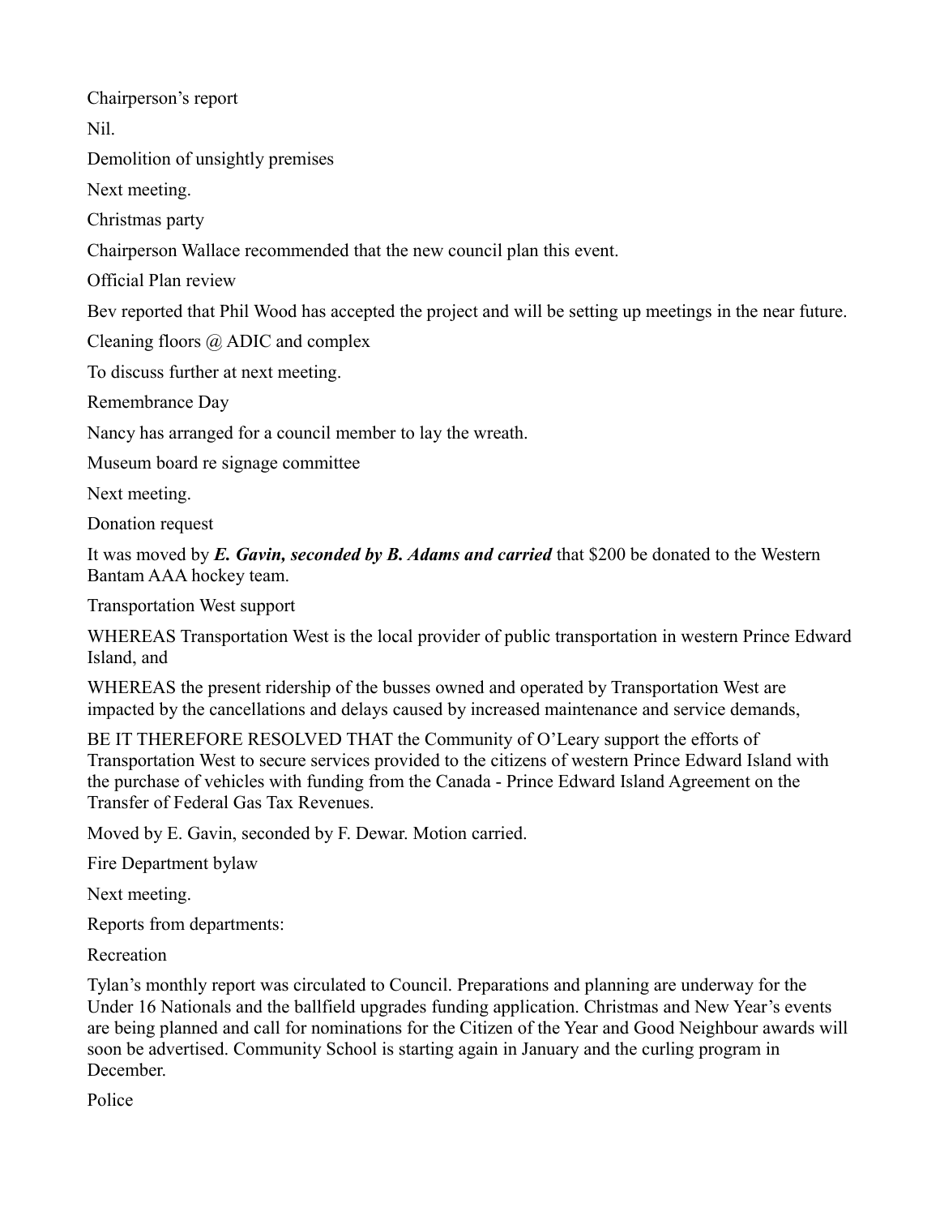Chairperson's report

Nil.

Demolition of unsightly premises

Next meeting.

Christmas party

Chairperson Wallace recommended that the new council plan this event.

Official Plan review

Bev reported that Phil Wood has accepted the project and will be setting up meetings in the near future.

Cleaning floors @ ADIC and complex

To discuss further at next meeting.

Remembrance Day

Nancy has arranged for a council member to lay the wreath.

Museum board re signage committee

Next meeting.

Donation request

It was moved by ***E. Gavin, seconded by B. Adams and carried*** that $200 be donated to the Western Bantam AAA hockey team.

Transportation West support

WHEREAS Transportation West is the local provider of public transportation in western Prince Edward Island, and

WHEREAS the present ridership of the busses owned and operated by Transportation West are impacted by the cancellations and delays caused by increased maintenance and service demands,

BE IT THEREFORE RESOLVED THAT the Community of O'Leary support the efforts of Transportation West to secure services provided to the citizens of western Prince Edward Island with the purchase of vehicles with funding from the Canada - Prince Edward Island Agreement on the Transfer of Federal Gas Tax Revenues.

Moved by E. Gavin, seconded by F. Dewar. Motion carried.

Fire Department bylaw

Next meeting.

Reports from departments:

Recreation

Tylan's monthly report was circulated to Council. Preparations and planning are underway for the Under 16 Nationals and the ballfield upgrades funding application. Christmas and New Year's events are being planned and call for nominations for the Citizen of the Year and Good Neighbour awards will soon be advertised. Community School is starting again in January and the curling program in December.

Police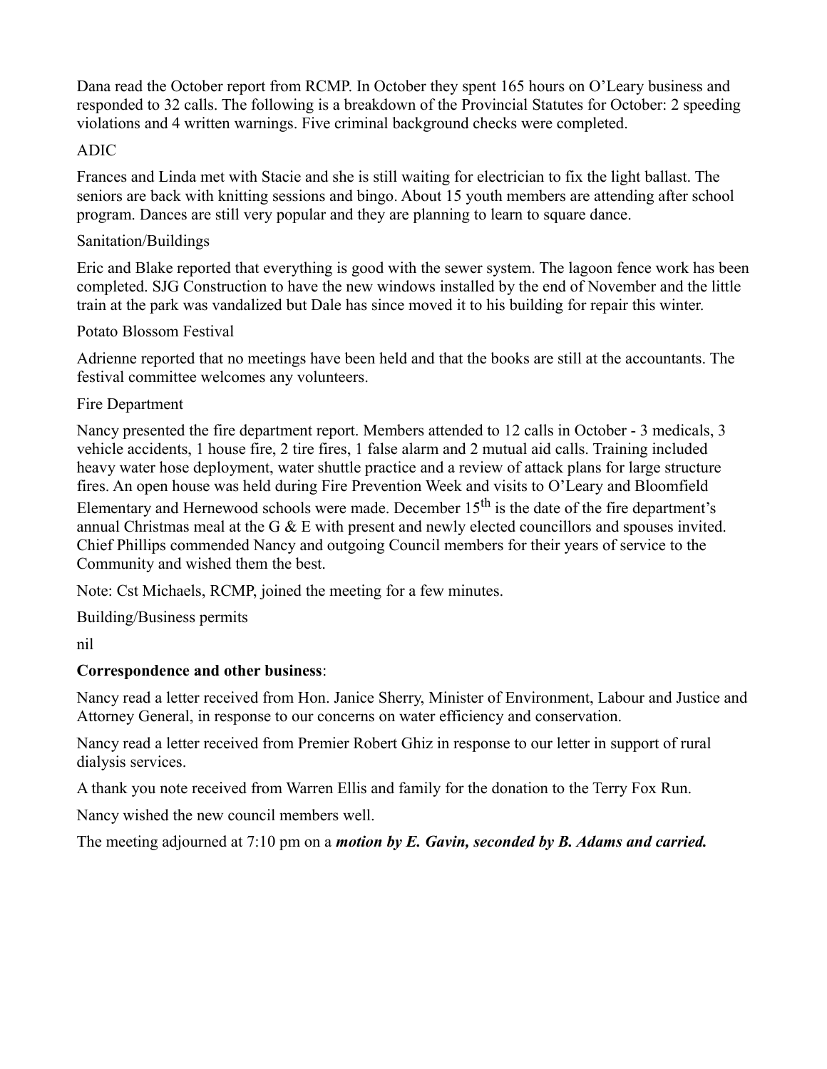Dana read the October report from RCMP. In October they spent 165 hours on O'Leary business and responded to 32 calls. The following is a breakdown of the Provincial Statutes for October: 2 speeding violations and 4 written warnings. Five criminal background checks were completed.

ADIC

Frances and Linda met with Stacie and she is still waiting for electrician to fix the light ballast. The seniors are back with knitting sessions and bingo. About 15 youth members are attending after school program. Dances are still very popular and they are planning to learn to square dance.

Sanitation/Buildings

Eric and Blake reported that everything is good with the sewer system. The lagoon fence work has been completed. SJG Construction to have the new windows installed by the end of November and the little train at the park was vandalized but Dale has since moved it to his building for repair this winter.

Potato Blossom Festival

Adrienne reported that no meetings have been held and that the books are still at the accountants. The festival committee welcomes any volunteers.

Fire Department

Nancy presented the fire department report. Members attended to 12 calls in October - 3 medicals, 3 vehicle accidents, 1 house fire, 2 tire fires, 1 false alarm and 2 mutual aid calls. Training included heavy water hose deployment, water shuttle practice and a review of attack plans for large structure fires. An open house was held during Fire Prevention Week and visits to O'Leary and Bloomfield Elementary and Hernewood schools were made. December 15th is the date of the fire department's annual Christmas meal at the G & E with present and newly elected councillors and spouses invited. Chief Phillips commended Nancy and outgoing Council members for their years of service to the Community and wished them the best.

Note: Cst Michaels, RCMP, joined the meeting for a few minutes.

Building/Business permits

nil

**Correspondence and other business**:

Nancy read a letter received from Hon. Janice Sherry, Minister of Environment, Labour and Justice and Attorney General, in response to our concerns on water efficiency and conservation.

Nancy read a letter received from Premier Robert Ghiz in response to our letter in support of rural dialysis services.

A thank you note received from Warren Ellis and family for the donation to the Terry Fox Run.

Nancy wished the new council members well.

The meeting adjourned at 7:10 pm on a ***motion by E. Gavin, seconded by B. Adams and carried.***